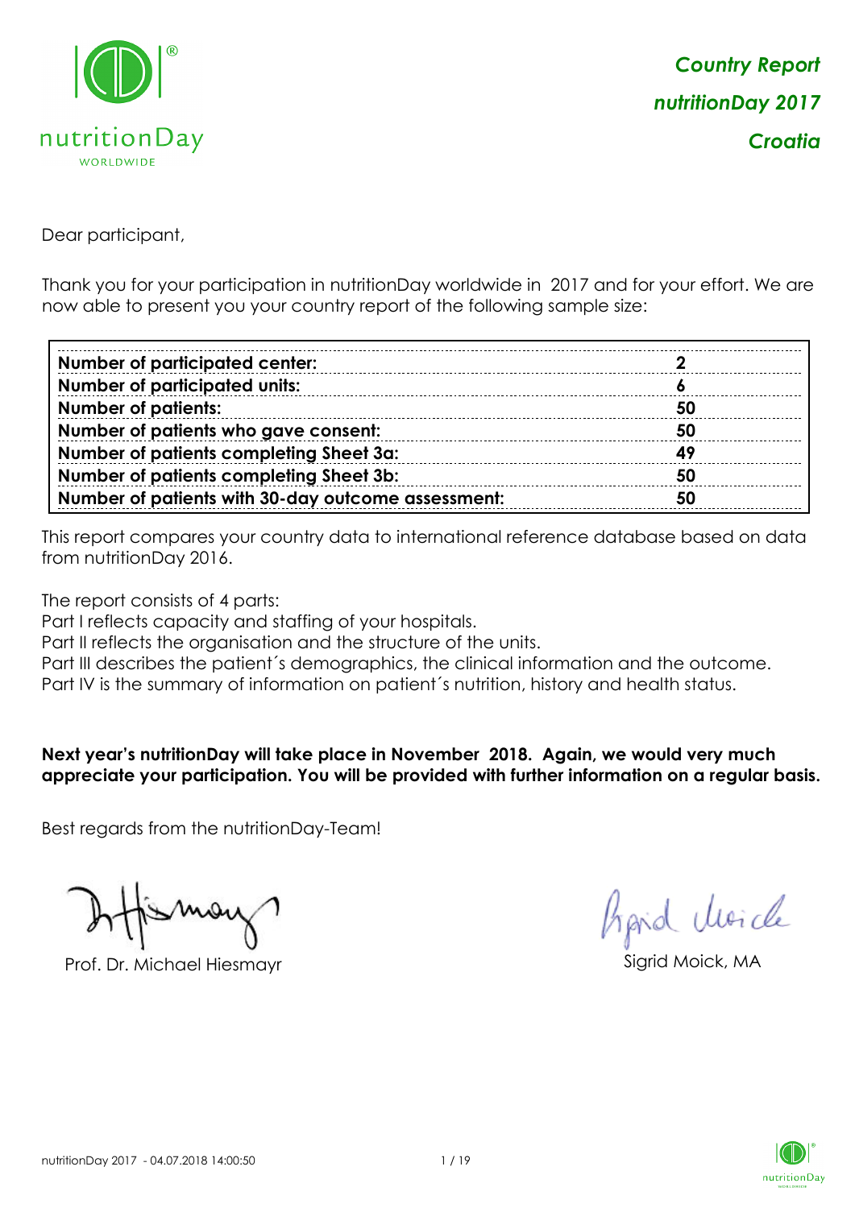***Country Report***
***nutritionDay 2017***
***Croatia***

Dear participant,

Thank you for your participation in nutritionDay worldwide in 2017 and for your effort. We are now able to present you your country report of the following sample size:

| | |
|---|---|
| **Number of participated center:** | **2** |
| **Number of participated units:** | **6** |
| **Number of patients:** | **50** |
| **Number of patients who gave consent:** | **50** |
| **Number of patients completing Sheet 3a:** | **49** |
| **Number of patients completing Sheet 3b:** | **50** |
| **Number of patients with 30-day outcome assessment:** | **50** |

This report compares your country data to international reference database based on data from nutritionDay 2016.

The report consists of 4 parts:
Part I reflects capacity and staffing of your hospitals.
Part II reflects the organisation and the structure of the units.
Part III describes the patient´s demographics, the clinical information and the outcome.
Part IV is the summary of information on patient´s nutrition, history and health status.

**Next year's nutritionDay will take place in November 2018. Again, we would very much appreciate your participation. You will be provided with further information on a regular basis.**

Best regards from the nutritionDay-Team!

Prof. Dr. Michael Hiesmayr

Sigrid Moick, MA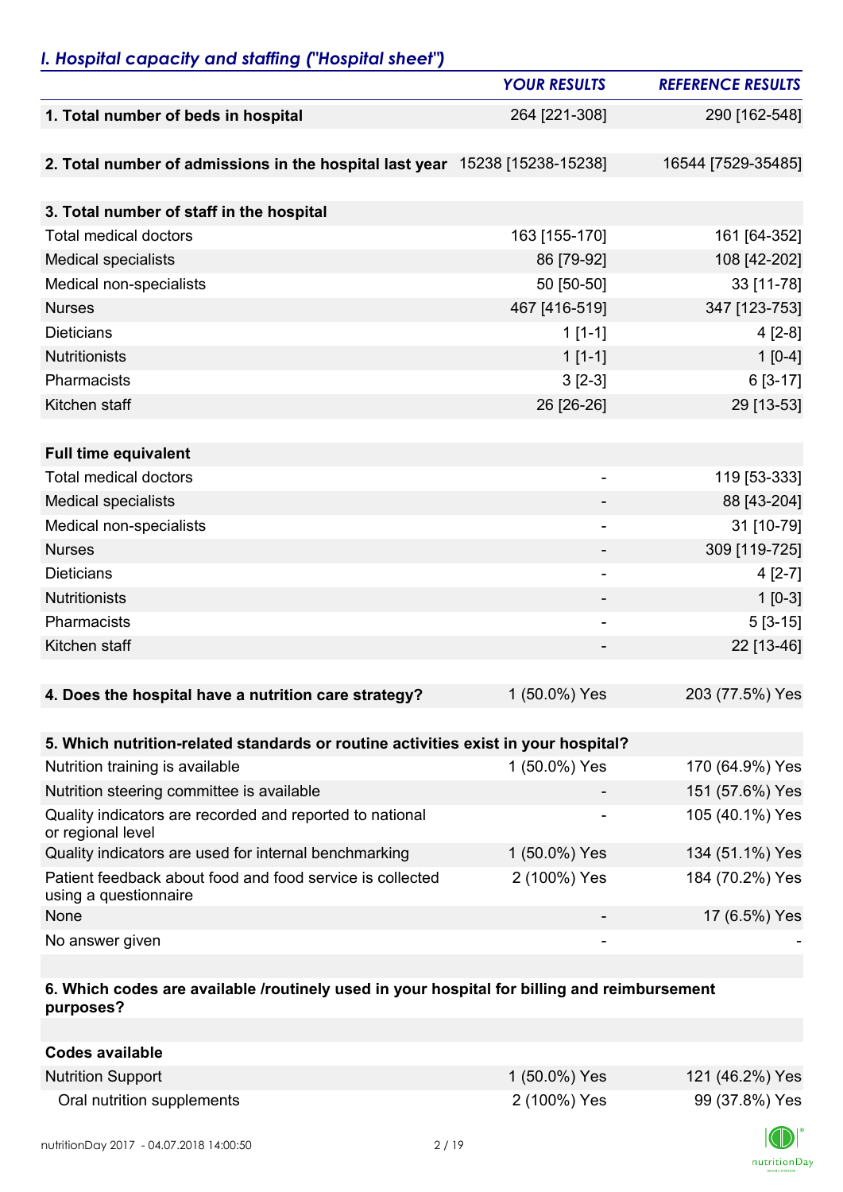## *I. Hospital capacity and staffing ("Hospital sheet")*

| | *YOUR RESULTS* | *REFERENCE RESULTS* |
|---|---|---|
| **1. Total number of beds in hospital** | 264 [221-308] | 290 [162-548] |
| | | |
| **2. Total number of admissions in the hospital last year** | 15238 [15238-15238] | 16544 [7529-35485] |
| | | |
| **3. Total number of staff in the hospital** | | |
| Total medical doctors | 163 [155-170] | 161 [64-352] |
| Medical specialists | 86 [79-92] | 108 [42-202] |
| Medical non-specialists | 50 [50-50] | 33 [11-78] |
| Nurses | 467 [416-519] | 347 [123-753] |
| Dieticians | 1 [1-1] | 4 [2-8] |
| Nutritionists | 1 [1-1] | 1 [0-4] |
| Pharmacists | 3 [2-3] | 6 [3-17] |
| Kitchen staff | 26 [26-26] | 29 [13-53] |
| | | |
| **Full time equivalent** | | |
| Total medical doctors | - | 119 [53-333] |
| Medical specialists | - | 88 [43-204] |
| Medical non-specialists | - | 31 [10-79] |
| Nurses | - | 309 [119-725] |
| Dieticians | - | 4 [2-7] |
| Nutritionists | - | 1 [0-3] |
| Pharmacists | - | 5 [3-15] |
| Kitchen staff | - | 22 [13-46] |
| | | |
| **4. Does the hospital have a nutrition care strategy?** | 1 (50.0%) Yes | 203 (77.5%) Yes |
| | | |
| **5. Which nutrition-related standards or routine activities exist in your hospital?** | | |
| Nutrition training is available | 1 (50.0%) Yes | 170 (64.9%) Yes |
| Nutrition steering committee is available | - | 151 (57.6%) Yes |
| Quality indicators are recorded and reported to national or regional level | - | 105 (40.1%) Yes |
| Quality indicators are used for internal benchmarking | 1 (50.0%) Yes | 134 (51.1%) Yes |
| Patient feedback about food and food service is collected using a questionnaire | 2 (100%) Yes | 184 (70.2%) Yes |
| None | - | 17 (6.5%) Yes |
| No answer given | - | - |
| | | |
| **6. Which codes are available /routinely used in your hospital for billing and reimbursement purposes?** | | |
| | | |
| **Codes available** | | |
| Nutrition Support | 1 (50.0%) Yes | 121 (46.2%) Yes |
| Oral nutrition supplements | 2 (100%) Yes | 99 (37.8%) Yes |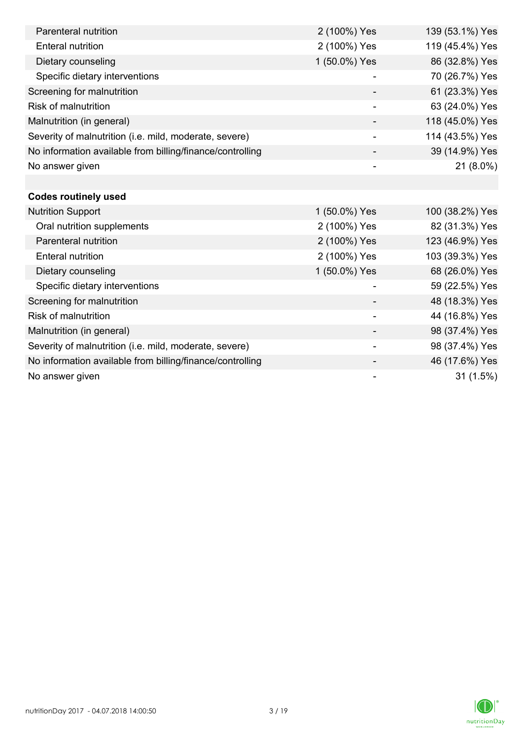| | | |
|---|---|---|
| Parenteral nutrition | 2 (100%) Yes | 139 (53.1%) Yes |
| Enteral nutrition | 2 (100%) Yes | 119 (45.4%) Yes |
| Dietary counseling | 1 (50.0%) Yes | 86 (32.8%) Yes |
| Specific dietary interventions | - | 70 (26.7%) Yes |
| Screening for malnutrition | - | 61 (23.3%) Yes |
| Risk of malnutrition | - | 63 (24.0%) Yes |
| Malnutrition (in general) | - | 118 (45.0%) Yes |
| Severity of malnutrition (i.e. mild, moderate, severe) | - | 114 (43.5%) Yes |
| No information available from billing/finance/controlling | - | 39 (14.9%) Yes |
| No answer given | - | 21 (8.0%) |

| **Codes routinely used** | | |
|---|---|---|
| Nutrition Support | 1 (50.0%) Yes | 100 (38.2%) Yes |
| Oral nutrition supplements | 2 (100%) Yes | 82 (31.3%) Yes |
| Parenteral nutrition | 2 (100%) Yes | 123 (46.9%) Yes |
| Enteral nutrition | 2 (100%) Yes | 103 (39.3%) Yes |
| Dietary counseling | 1 (50.0%) Yes | 68 (26.0%) Yes |
| Specific dietary interventions | - | 59 (22.5%) Yes |
| Screening for malnutrition | - | 48 (18.3%) Yes |
| Risk of malnutrition | - | 44 (16.8%) Yes |
| Malnutrition (in general) | - | 98 (37.4%) Yes |
| Severity of malnutrition (i.e. mild, moderate, severe) | - | 98 (37.4%) Yes |
| No information available from billing/finance/controlling | - | 46 (17.6%) Yes |
| No answer given | - | 31 (1.5%) |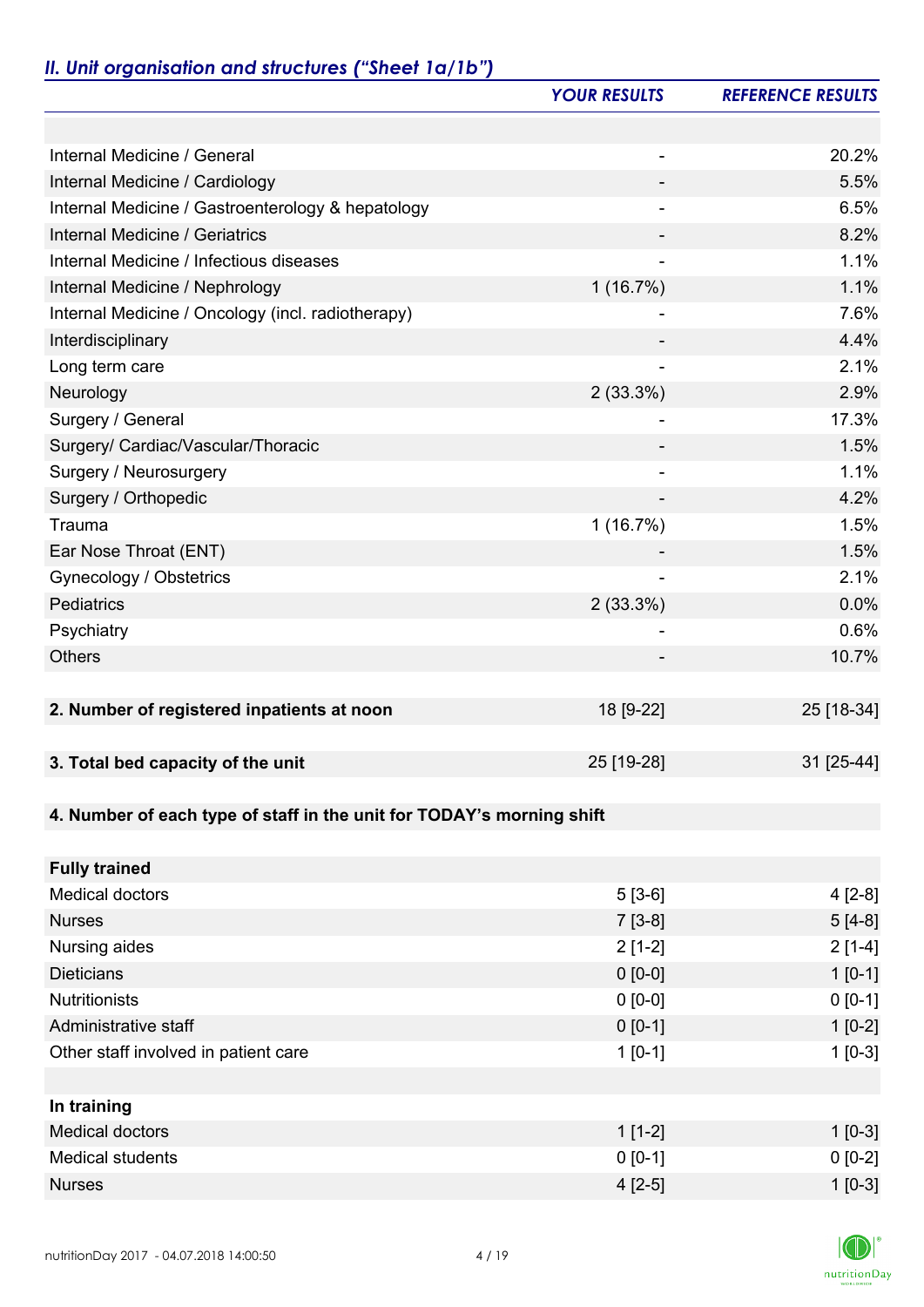## *II. Unit organisation and structures ("Sheet 1a/1b")*

| | *YOUR RESULTS* | *REFERENCE RESULTS* |
|---|---|---|
| | | |
| Internal Medicine / General | - | 20.2% |
| Internal Medicine / Cardiology | - | 5.5% |
| Internal Medicine / Gastroenterology & hepatology | - | 6.5% |
| Internal Medicine / Geriatrics | - | 8.2% |
| Internal Medicine / Infectious diseases | - | 1.1% |
| Internal Medicine / Nephrology | 1 (16.7%) | 1.1% |
| Internal Medicine / Oncology (incl. radiotherapy) | - | 7.6% |
| Interdisciplinary | - | 4.4% |
| Long term care | - | 2.1% |
| Neurology | 2 (33.3%) | 2.9% |
| Surgery / General | - | 17.3% |
| Surgery/ Cardiac/Vascular/Thoracic | - | 1.5% |
| Surgery / Neurosurgery | - | 1.1% |
| Surgery / Orthopedic | - | 4.2% |
| Trauma | 1 (16.7%) | 1.5% |
| Ear Nose Throat (ENT) | - | 1.5% |
| Gynecology / Obstetrics | - | 2.1% |
| Pediatrics | 2 (33.3%) | 0.0% |
| Psychiatry | - | 0.6% |
| Others | - | 10.7% |
| | | |
| **2. Number of registered inpatients at noon** | 18 [9-22] | 25 [18-34] |
| | | |
| **3. Total bed capacity of the unit** | 25 [19-28] | 31 [25-44] |
| | | |
| **4. Number of each type of staff in the unit for TODAY's morning shift** | | |
| | | |
| **Fully trained** | | |
| Medical doctors | 5 [3-6] | 4 [2-8] |
| Nurses | 7 [3-8] | 5 [4-8] |
| Nursing aides | 2 [1-2] | 2 [1-4] |
| Dieticians | 0 [0-0] | 1 [0-1] |
| Nutritionists | 0 [0-0] | 0 [0-1] |
| Administrative staff | 0 [0-1] | 1 [0-2] |
| Other staff involved in patient care | 1 [0-1] | 1 [0-3] |
| | | |
| **In training** | | |
| Medical doctors | 1 [1-2] | 1 [0-3] |
| Medical students | 0 [0-1] | 0 [0-2] |
| Nurses | 4 [2-5] | 1 [0-3] |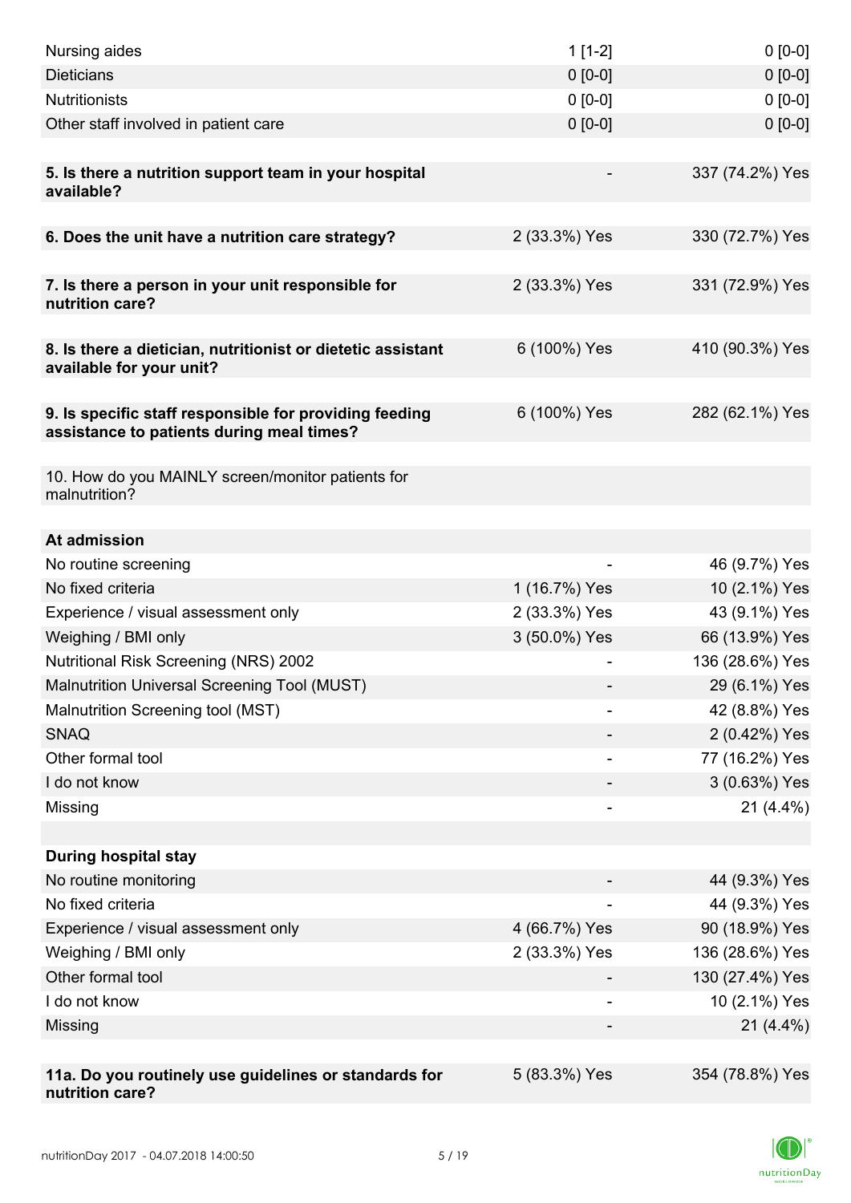| | | |
|---|---|---|
| Nursing aides | 1 [1-2] | 0 [0-0] |
| Dieticians | 0 [0-0] | 0 [0-0] |
| Nutritionists | 0 [0-0] | 0 [0-0] |
| Other staff involved in patient care | 0 [0-0] | 0 [0-0] |
| | | |
| **5. Is there a nutrition support team in your hospital available?** | - | 337 (74.2%) Yes |
| | | |
| **6. Does the unit have a nutrition care strategy?** | 2 (33.3%) Yes | 330 (72.7%) Yes |
| | | |
| **7. Is there a person in your unit responsible for nutrition care?** | 2 (33.3%) Yes | 331 (72.9%) Yes |
| | | |
| **8. Is there a dietician, nutritionist or dietetic assistant available for your unit?** | 6 (100%) Yes | 410 (90.3%) Yes |
| | | |
| **9. Is specific staff responsible for providing feeding assistance to patients during meal times?** | 6 (100%) Yes | 282 (62.1%) Yes |
| | | |
| 10. How do you MAINLY screen/monitor patients for malnutrition? | | |
| | | |
| **At admission** | | |
| No routine screening | - | 46 (9.7%) Yes |
| No fixed criteria | 1 (16.7%) Yes | 10 (2.1%) Yes |
| Experience / visual assessment only | 2 (33.3%) Yes | 43 (9.1%) Yes |
| Weighing / BMI only | 3 (50.0%) Yes | 66 (13.9%) Yes |
| Nutritional Risk Screening (NRS) 2002 | - | 136 (28.6%) Yes |
| Malnutrition Universal Screening Tool (MUST) | - | 29 (6.1%) Yes |
| Malnutrition Screening tool (MST) | - | 42 (8.8%) Yes |
| SNAQ | - | 2 (0.42%) Yes |
| Other formal tool | - | 77 (16.2%) Yes |
| I do not know | - | 3 (0.63%) Yes |
| Missing | - | 21 (4.4%) |
| | | |
| **During hospital stay** | | |
| No routine monitoring | - | 44 (9.3%) Yes |
| No fixed criteria | - | 44 (9.3%) Yes |
| Experience / visual assessment only | 4 (66.7%) Yes | 90 (18.9%) Yes |
| Weighing / BMI only | 2 (33.3%) Yes | 136 (28.6%) Yes |
| Other formal tool | - | 130 (27.4%) Yes |
| I do not know | - | 10 (2.1%) Yes |
| Missing | - | 21 (4.4%) |
| | | |
| **11a. Do you routinely use guidelines or standards for nutrition care?** | 5 (83.3%) Yes | 354 (78.8%) Yes |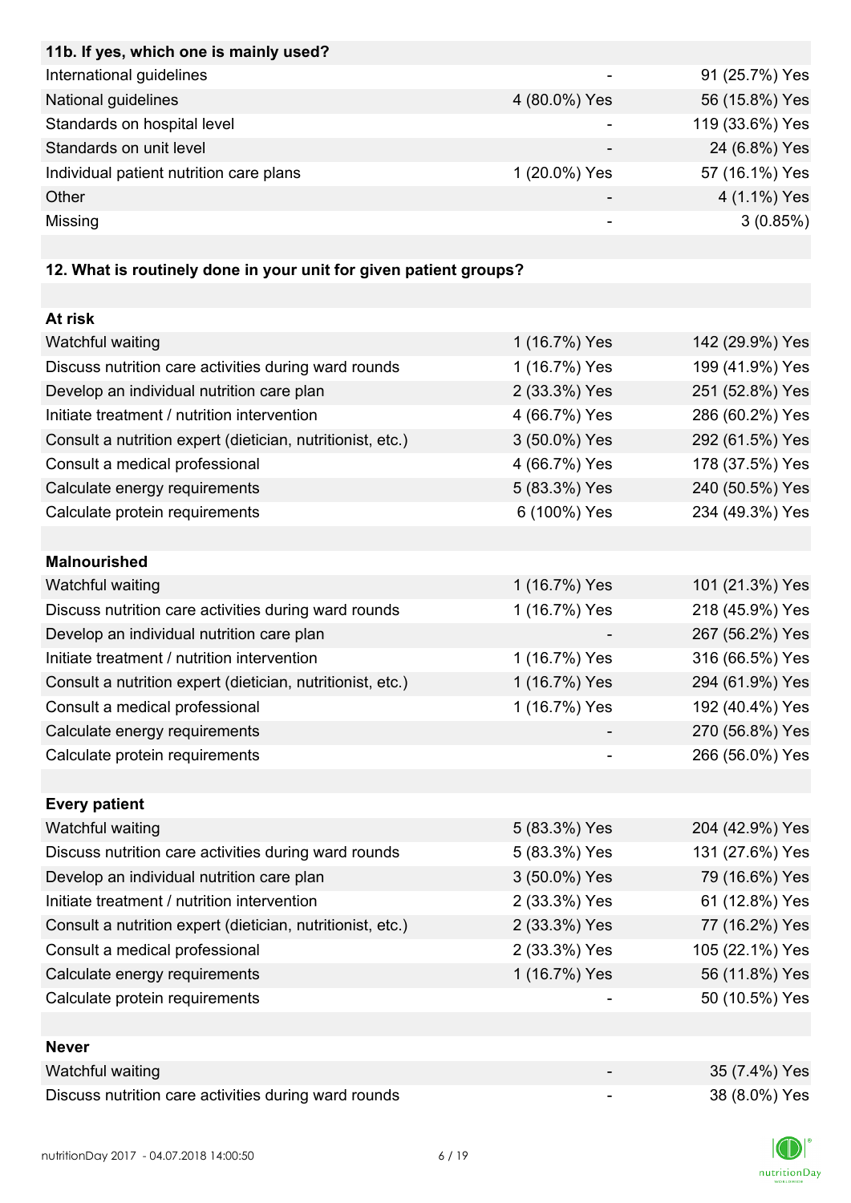| **11b. If yes, which one is mainly used?** | | |
|---|---|---|
| International guidelines | - | 91 (25.7%) Yes |
| National guidelines | 4 (80.0%) Yes | 56 (15.8%) Yes |
| Standards on hospital level | - | 119 (33.6%) Yes |
| Standards on unit level | - | 24 (6.8%) Yes |
| Individual patient nutrition care plans | 1 (20.0%) Yes | 57 (16.1%) Yes |
| Other | - | 4 (1.1%) Yes |
| Missing | - | 3 (0.85%) |

**12. What is routinely done in your unit for given patient groups?**

| **At risk** | | |
|---|---|---|
| Watchful waiting | 1 (16.7%) Yes | 142 (29.9%) Yes |
| Discuss nutrition care activities during ward rounds | 1 (16.7%) Yes | 199 (41.9%) Yes |
| Develop an individual nutrition care plan | 2 (33.3%) Yes | 251 (52.8%) Yes |
| Initiate treatment / nutrition intervention | 4 (66.7%) Yes | 286 (60.2%) Yes |
| Consult a nutrition expert (dietician, nutritionist, etc.) | 3 (50.0%) Yes | 292 (61.5%) Yes |
| Consult a medical professional | 4 (66.7%) Yes | 178 (37.5%) Yes |
| Calculate energy requirements | 5 (83.3%) Yes | 240 (50.5%) Yes |
| Calculate protein requirements | 6 (100%) Yes | 234 (49.3%) Yes |

| **Malnourished** | | |
|---|---|---|
| Watchful waiting | 1 (16.7%) Yes | 101 (21.3%) Yes |
| Discuss nutrition care activities during ward rounds | 1 (16.7%) Yes | 218 (45.9%) Yes |
| Develop an individual nutrition care plan | - | 267 (56.2%) Yes |
| Initiate treatment / nutrition intervention | 1 (16.7%) Yes | 316 (66.5%) Yes |
| Consult a nutrition expert (dietician, nutritionist, etc.) | 1 (16.7%) Yes | 294 (61.9%) Yes |
| Consult a medical professional | 1 (16.7%) Yes | 192 (40.4%) Yes |
| Calculate energy requirements | - | 270 (56.8%) Yes |
| Calculate protein requirements | - | 266 (56.0%) Yes |

| **Every patient** | | |
|---|---|---|
| Watchful waiting | 5 (83.3%) Yes | 204 (42.9%) Yes |
| Discuss nutrition care activities during ward rounds | 5 (83.3%) Yes | 131 (27.6%) Yes |
| Develop an individual nutrition care plan | 3 (50.0%) Yes | 79 (16.6%) Yes |
| Initiate treatment / nutrition intervention | 2 (33.3%) Yes | 61 (12.8%) Yes |
| Consult a nutrition expert (dietician, nutritionist, etc.) | 2 (33.3%) Yes | 77 (16.2%) Yes |
| Consult a medical professional | 2 (33.3%) Yes | 105 (22.1%) Yes |
| Calculate energy requirements | 1 (16.7%) Yes | 56 (11.8%) Yes |
| Calculate protein requirements | - | 50 (10.5%) Yes |

| **Never** | | |
|---|---|---|
| Watchful waiting | - | 35 (7.4%) Yes |
| Discuss nutrition care activities during ward rounds | - | 38 (8.0%) Yes |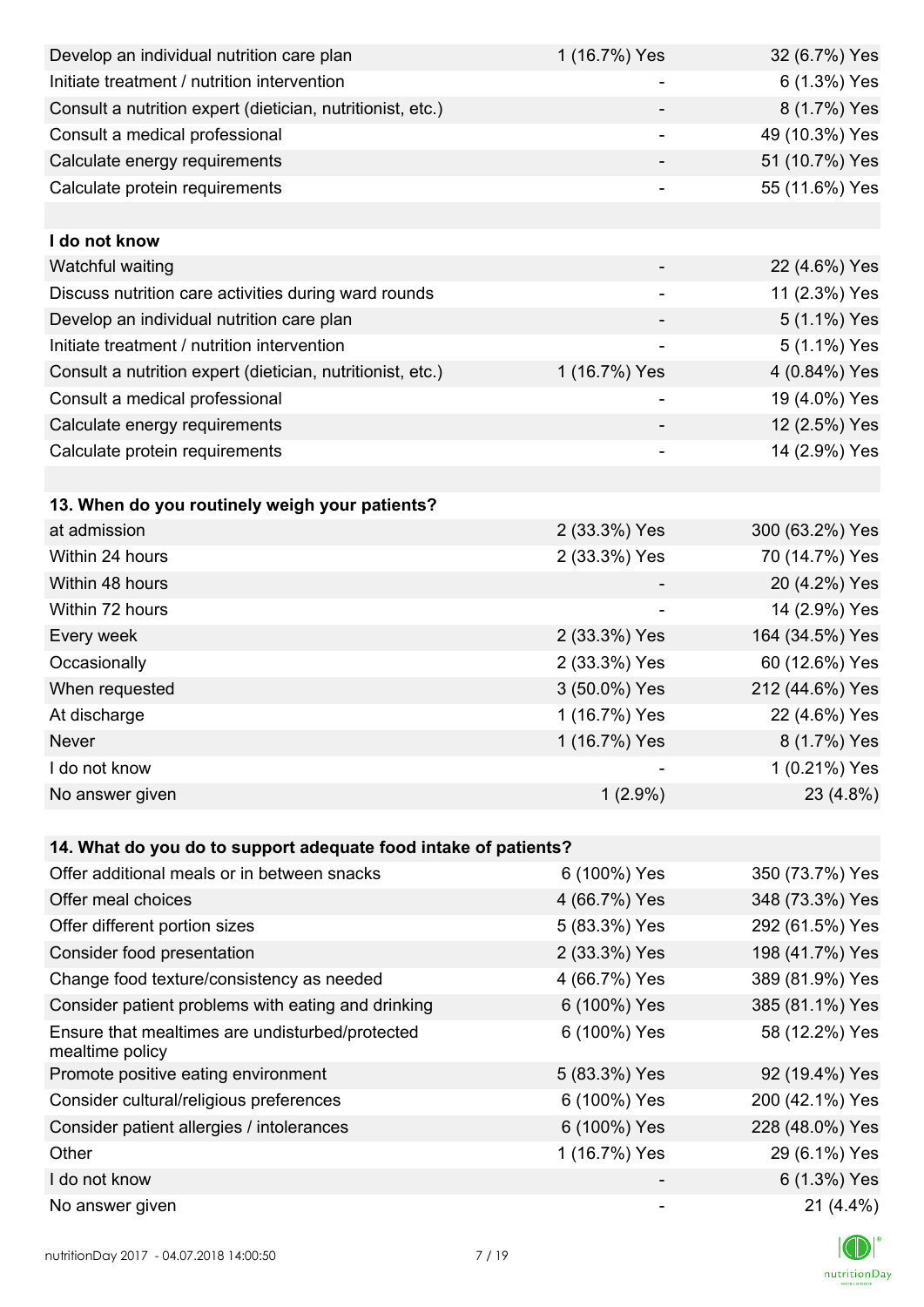| | | |
|---|---|---|
| Develop an individual nutrition care plan | 1 (16.7%) Yes | 32 (6.7%) Yes |
| Initiate treatment / nutrition intervention | - | 6 (1.3%) Yes |
| Consult a nutrition expert (dietician, nutritionist, etc.) | - | 8 (1.7%) Yes |
| Consult a medical professional | - | 49 (10.3%) Yes |
| Calculate energy requirements | - | 51 (10.7%) Yes |
| Calculate protein requirements | - | 55 (11.6%) Yes |
| | | |
| **I do not know** | | |
| Watchful waiting | - | 22 (4.6%) Yes |
| Discuss nutrition care activities during ward rounds | - | 11 (2.3%) Yes |
| Develop an individual nutrition care plan | - | 5 (1.1%) Yes |
| Initiate treatment / nutrition intervention | - | 5 (1.1%) Yes |
| Consult a nutrition expert (dietician, nutritionist, etc.) | 1 (16.7%) Yes | 4 (0.84%) Yes |
| Consult a medical professional | - | 19 (4.0%) Yes |
| Calculate energy requirements | - | 12 (2.5%) Yes |
| Calculate protein requirements | - | 14 (2.9%) Yes |

| **13. When do you routinely weigh your patients?** | | |
|---|---|---|
| at admission | 2 (33.3%) Yes | 300 (63.2%) Yes |
| Within 24 hours | 2 (33.3%) Yes | 70 (14.7%) Yes |
| Within 48 hours | - | 20 (4.2%) Yes |
| Within 72 hours | - | 14 (2.9%) Yes |
| Every week | 2 (33.3%) Yes | 164 (34.5%) Yes |
| Occasionally | 2 (33.3%) Yes | 60 (12.6%) Yes |
| When requested | 3 (50.0%) Yes | 212 (44.6%) Yes |
| At discharge | 1 (16.7%) Yes | 22 (4.6%) Yes |
| Never | 1 (16.7%) Yes | 8 (1.7%) Yes |
| I do not know | - | 1 (0.21%) Yes |
| No answer given | 1 (2.9%) | 23 (4.8%) |

| **14. What do you do to support adequate food intake of patients?** | | |
|---|---|---|
| Offer additional meals or in between snacks | 6 (100%) Yes | 350 (73.7%) Yes |
| Offer meal choices | 4 (66.7%) Yes | 348 (73.3%) Yes |
| Offer different portion sizes | 5 (83.3%) Yes | 292 (61.5%) Yes |
| Consider food presentation | 2 (33.3%) Yes | 198 (41.7%) Yes |
| Change food texture/consistency as needed | 4 (66.7%) Yes | 389 (81.9%) Yes |
| Consider patient problems with eating and drinking | 6 (100%) Yes | 385 (81.1%) Yes |
| Ensure that mealtimes are undisturbed/protected mealtime policy | 6 (100%) Yes | 58 (12.2%) Yes |
| Promote positive eating environment | 5 (83.3%) Yes | 92 (19.4%) Yes |
| Consider cultural/religious preferences | 6 (100%) Yes | 200 (42.1%) Yes |
| Consider patient allergies / intolerances | 6 (100%) Yes | 228 (48.0%) Yes |
| Other | 1 (16.7%) Yes | 29 (6.1%) Yes |
| I do not know | - | 6 (1.3%) Yes |
| No answer given | - | 21 (4.4%) |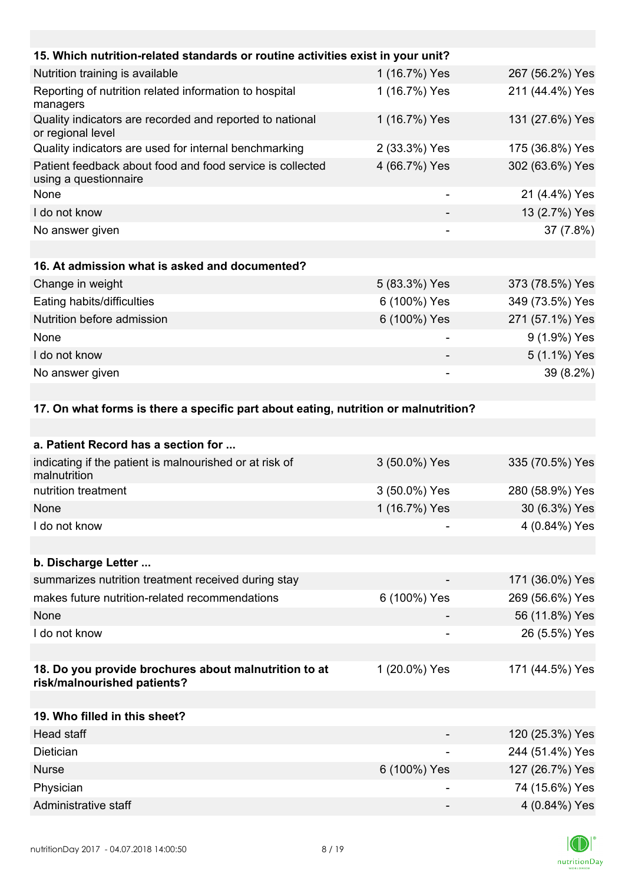| 15. Which nutrition-related standards or routine activities exist in your unit? | | |
|---|---|---|
| Nutrition training is available | 1 (16.7%) Yes | 267 (56.2%) Yes |
| Reporting of nutrition related information to hospital managers | 1 (16.7%) Yes | 211 (44.4%) Yes |
| Quality indicators are recorded and reported to national or regional level | 1 (16.7%) Yes | 131 (27.6%) Yes |
| Quality indicators are used for internal benchmarking | 2 (33.3%) Yes | 175 (36.8%) Yes |
| Patient feedback about food and food service is collected using a questionnaire | 4 (66.7%) Yes | 302 (63.6%) Yes |
| None | - | 21 (4.4%) Yes |
| I do not know | - | 13 (2.7%) Yes |
| No answer given | - | 37 (7.8%) |

| 16. At admission what is asked and documented? | | |
|---|---|---|
| Change in weight | 5 (83.3%) Yes | 373 (78.5%) Yes |
| Eating habits/difficulties | 6 (100%) Yes | 349 (73.5%) Yes |
| Nutrition before admission | 6 (100%) Yes | 271 (57.1%) Yes |
| None | - | 9 (1.9%) Yes |
| I do not know | - | 5 (1.1%) Yes |
| No answer given | - | 39 (8.2%) |

**17. On what forms is there a specific part about eating, nutrition or malnutrition?**

| a. Patient Record has a section for ... | | |
|---|---|---|
| indicating if the patient is malnourished or at risk of malnutrition | 3 (50.0%) Yes | 335 (70.5%) Yes |
| nutrition treatment | 3 (50.0%) Yes | 280 (58.9%) Yes |
| None | 1 (16.7%) Yes | 30 (6.3%) Yes |
| I do not know | - | 4 (0.84%) Yes |

| b. Discharge Letter ... | | |
|---|---|---|
| summarizes nutrition treatment received during stay | - | 171 (36.0%) Yes |
| makes future nutrition-related recommendations | 6 (100%) Yes | 269 (56.6%) Yes |
| None | - | 56 (11.8%) Yes |
| I do not know | - | 26 (5.5%) Yes |

| 18. Do you provide brochures about malnutrition to at risk/malnourished patients? | 1 (20.0%) Yes | 171 (44.5%) Yes |
|---|---|---|

| 19. Who filled in this sheet? | | |
|---|---|---|
| Head staff | - | 120 (25.3%) Yes |
| Dietician | - | 244 (51.4%) Yes |
| Nurse | 6 (100%) Yes | 127 (26.7%) Yes |
| Physician | - | 74 (15.6%) Yes |
| Administrative staff | - | 4 (0.84%) Yes |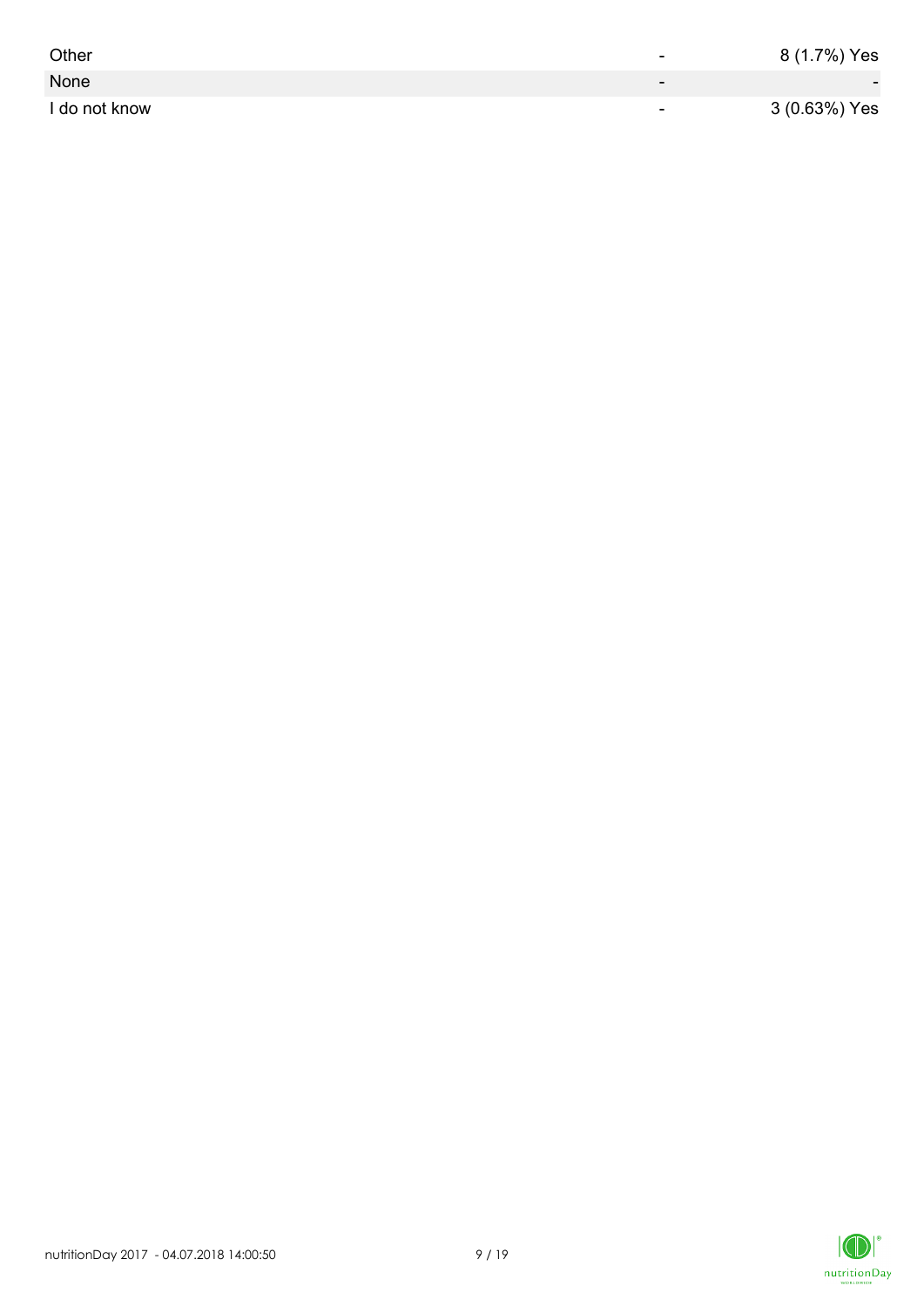| | | |
|---|---|---|
| Other | - | 8 (1.7%) Yes |
| None | - | - |
| I do not know | - | 3 (0.63%) Yes |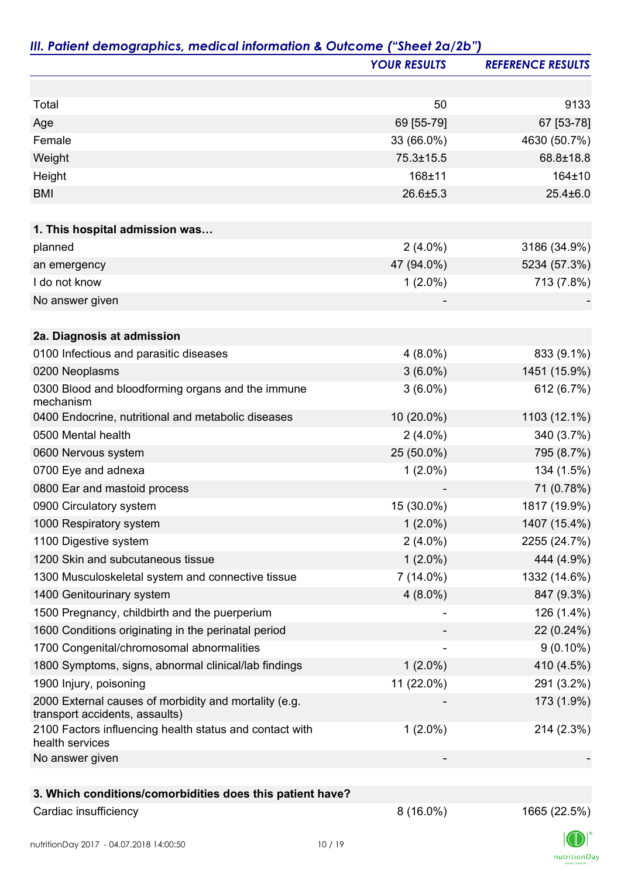## *III. Patient demographics, medical information & Outcome ("Sheet 2a/2b")*

| | *YOUR RESULTS* | *REFERENCE RESULTS* |
|---|---|---|
| Total | 50 | 9133 |
| Age | 69 [55-79] | 67 [53-78] |
| Female | 33 (66.0%) | 4630 (50.7%) |
| Weight | 75.3±15.5 | 68.8±18.8 |
| Height | 168±11 | 164±10 |
| BMI | 26.6±5.3 | 25.4±6.0 |
| **1. This hospital admission was…** | | |
| planned | 2 (4.0%) | 3186 (34.9%) |
| an emergency | 47 (94.0%) | 5234 (57.3%) |
| I do not know | 1 (2.0%) | 713 (7.8%) |
| No answer given | - | - |
| **2a. Diagnosis at admission** | | |
| 0100 Infectious and parasitic diseases | 4 (8.0%) | 833 (9.1%) |
| 0200 Neoplasms | 3 (6.0%) | 1451 (15.9%) |
| 0300 Blood and bloodforming organs and the immune mechanism | 3 (6.0%) | 612 (6.7%) |
| 0400 Endocrine, nutritional and metabolic diseases | 10 (20.0%) | 1103 (12.1%) |
| 0500 Mental health | 2 (4.0%) | 340 (3.7%) |
| 0600 Nervous system | 25 (50.0%) | 795 (8.7%) |
| 0700 Eye and adnexa | 1 (2.0%) | 134 (1.5%) |
| 0800 Ear and mastoid process | - | 71 (0.78%) |
| 0900 Circulatory system | 15 (30.0%) | 1817 (19.9%) |
| 1000 Respiratory system | 1 (2.0%) | 1407 (15.4%) |
| 1100 Digestive system | 2 (4.0%) | 2255 (24.7%) |
| 1200 Skin and subcutaneous tissue | 1 (2.0%) | 444 (4.9%) |
| 1300 Musculoskeletal system and connective tissue | 7 (14.0%) | 1332 (14.6%) |
| 1400 Genitourinary system | 4 (8.0%) | 847 (9.3%) |
| 1500 Pregnancy, childbirth and the puerperium | - | 126 (1.4%) |
| 1600 Conditions originating in the perinatal period | - | 22 (0.24%) |
| 1700 Congenital/chromosomal abnormalities | - | 9 (0.10%) |
| 1800 Symptoms, signs, abnormal clinical/lab findings | 1 (2.0%) | 410 (4.5%) |
| 1900 Injury, poisoning | 11 (22.0%) | 291 (3.2%) |
| 2000 External causes of morbidity and mortality (e.g. transport accidents, assaults) | - | 173 (1.9%) |
| 2100 Factors influencing health status and contact with health services | 1 (2.0%) | 214 (2.3%) |
| No answer given | - | - |
| **3. Which conditions/comorbidities does this patient have?** | | |
| Cardiac insufficiency | 8 (16.0%) | 1665 (22.5%) |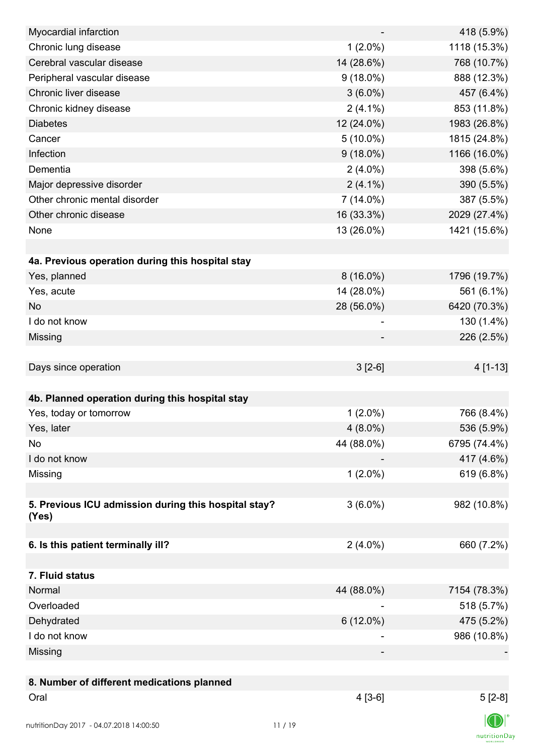| | | |
|---|---|---|
| Myocardial infarction | - | 418 (5.9%) |
| Chronic lung disease | 1 (2.0%) | 1118 (15.3%) |
| Cerebral vascular disease | 14 (28.6%) | 768 (10.7%) |
| Peripheral vascular disease | 9 (18.0%) | 888 (12.3%) |
| Chronic liver disease | 3 (6.0%) | 457 (6.4%) |
| Chronic kidney disease | 2 (4.1%) | 853 (11.8%) |
| Diabetes | 12 (24.0%) | 1983 (26.8%) |
| Cancer | 5 (10.0%) | 1815 (24.8%) |
| Infection | 9 (18.0%) | 1166 (16.0%) |
| Dementia | 2 (4.0%) | 398 (5.6%) |
| Major depressive disorder | 2 (4.1%) | 390 (5.5%) |
| Other chronic mental disorder | 7 (14.0%) | 387 (5.5%) |
| Other chronic disease | 16 (33.3%) | 2029 (27.4%) |
| None | 13 (26.0%) | 1421 (15.6%) |
| | | |
| **4a. Previous operation during this hospital stay** | | |
| Yes, planned | 8 (16.0%) | 1796 (19.7%) |
| Yes, acute | 14 (28.0%) | 561 (6.1%) |
| No | 28 (56.0%) | 6420 (70.3%) |
| I do not know | - | 130 (1.4%) |
| Missing | - | 226 (2.5%) |
| | | |
| Days since operation | 3 [2-6] | 4 [1-13] |
| | | |
| **4b. Planned operation during this hospital stay** | | |
| Yes, today or tomorrow | 1 (2.0%) | 766 (8.4%) |
| Yes, later | 4 (8.0%) | 536 (5.9%) |
| No | 44 (88.0%) | 6795 (74.4%) |
| I do not know | - | 417 (4.6%) |
| Missing | 1 (2.0%) | 619 (6.8%) |
| | | |
| **5. Previous ICU admission during this hospital stay? (Yes)** | 3 (6.0%) | 982 (10.8%) |
| | | |
| **6. Is this patient terminally ill?** | 2 (4.0%) | 660 (7.2%) |
| | | |
| **7. Fluid status** | | |
| Normal | 44 (88.0%) | 7154 (78.3%) |
| Overloaded | - | 518 (5.7%) |
| Dehydrated | 6 (12.0%) | 475 (5.2%) |
| I do not know | - | 986 (10.8%) |
| Missing | - | - |
| | | |
| **8. Number of different medications planned** | | |
| Oral | 4 [3-6] | 5 [2-8] |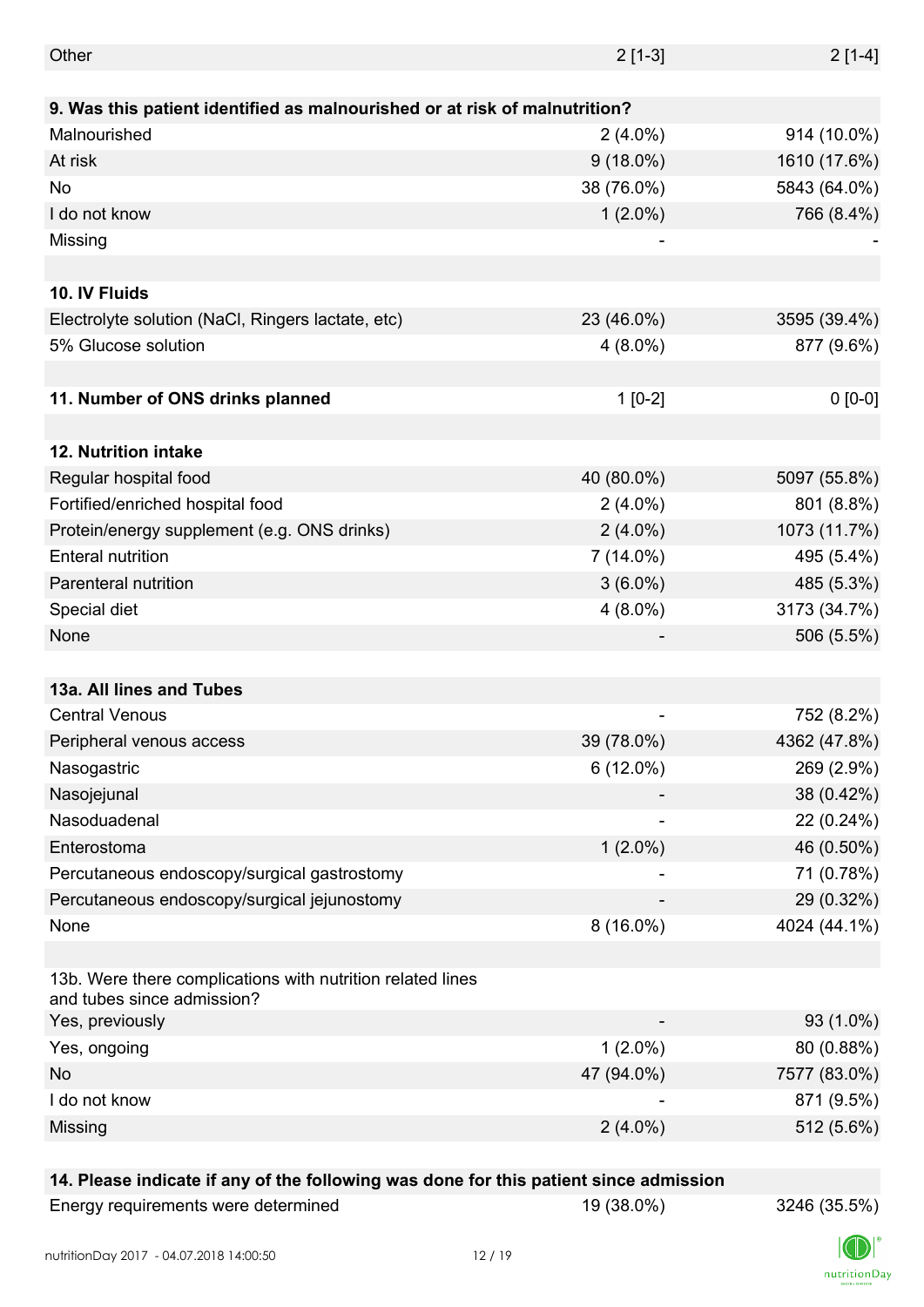| | | |
|---|---|---|
| Other | 2 [1-3] | 2 [1-4] |
| | | |
| **9. Was this patient identified as malnourished or at risk of malnutrition?** | | |
| Malnourished | 2 (4.0%) | 914 (10.0%) |
| At risk | 9 (18.0%) | 1610 (17.6%) |
| No | 38 (76.0%) | 5843 (64.0%) |
| I do not know | 1 (2.0%) | 766 (8.4%) |
| Missing | - | - |
| | | |
| **10. IV Fluids** | | |
| Electrolyte solution (NaCl, Ringers lactate, etc) | 23 (46.0%) | 3595 (39.4%) |
| 5% Glucose solution | 4 (8.0%) | 877 (9.6%) |
| | | |
| **11. Number of ONS drinks planned** | 1 [0-2] | 0 [0-0] |
| | | |
| **12. Nutrition intake** | | |
| Regular hospital food | 40 (80.0%) | 5097 (55.8%) |
| Fortified/enriched hospital food | 2 (4.0%) | 801 (8.8%) |
| Protein/energy supplement (e.g. ONS drinks) | 2 (4.0%) | 1073 (11.7%) |
| Enteral nutrition | 7 (14.0%) | 495 (5.4%) |
| Parenteral nutrition | 3 (6.0%) | 485 (5.3%) |
| Special diet | 4 (8.0%) | 3173 (34.7%) |
| None | - | 506 (5.5%) |
| | | |
| **13a. All lines and Tubes** | | |
| Central Venous | - | 752 (8.2%) |
| Peripheral venous access | 39 (78.0%) | 4362 (47.8%) |
| Nasogastric | 6 (12.0%) | 269 (2.9%) |
| Nasojejunal | - | 38 (0.42%) |
| Nasoduadenal | - | 22 (0.24%) |
| Enterostoma | 1 (2.0%) | 46 (0.50%) |
| Percutaneous endoscopy/surgical gastrostomy | - | 71 (0.78%) |
| Percutaneous endoscopy/surgical jejunostomy | - | 29 (0.32%) |
| None | 8 (16.0%) | 4024 (44.1%) |
| | | |
| 13b. Were there complications with nutrition related lines and tubes since admission? | | |
| Yes, previously | - | 93 (1.0%) |
| Yes, ongoing | 1 (2.0%) | 80 (0.88%) |
| No | 47 (94.0%) | 7577 (83.0%) |
| I do not know | - | 871 (9.5%) |
| Missing | 2 (4.0%) | 512 (5.6%) |
| | | |
| **14. Please indicate if any of the following was done for this patient since admission** | | |
| Energy requirements were determined | 19 (38.0%) | 3246 (35.5%) |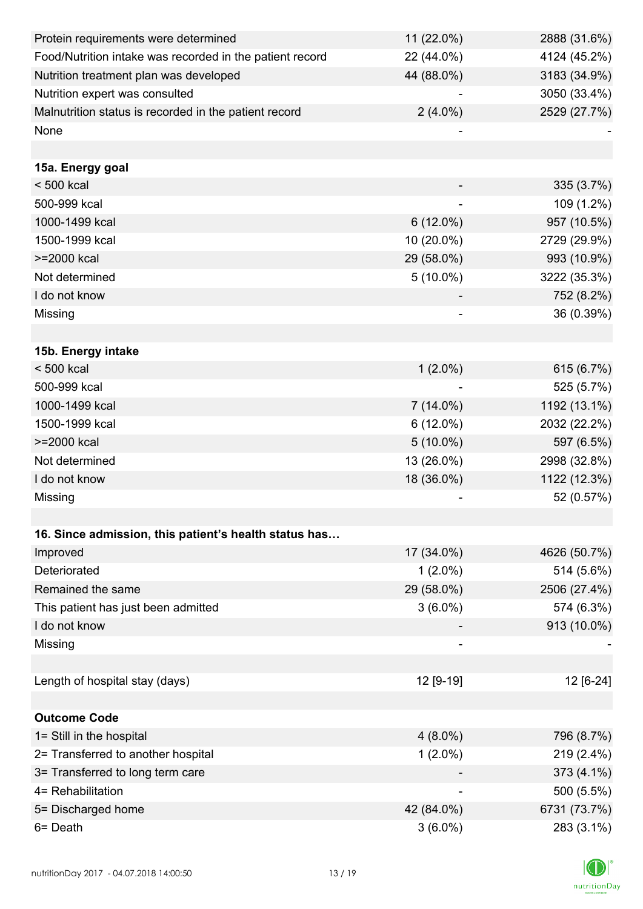| | | |
|---|---|---|
| Protein requirements were determined | 11 (22.0%) | 2888 (31.6%) |
| Food/Nutrition intake was recorded in the patient record | 22 (44.0%) | 4124 (45.2%) |
| Nutrition treatment plan was developed | 44 (88.0%) | 3183 (34.9%) |
| Nutrition expert was consulted | - | 3050 (33.4%) |
| Malnutrition status is recorded in the patient record | 2 (4.0%) | 2529 (27.7%) |
| None | - | - |
| | | |
| **15a. Energy goal** | | |
| < 500 kcal | - | 335 (3.7%) |
| 500-999 kcal | - | 109 (1.2%) |
| 1000-1499 kcal | 6 (12.0%) | 957 (10.5%) |
| 1500-1999 kcal | 10 (20.0%) | 2729 (29.9%) |
| >=2000 kcal | 29 (58.0%) | 993 (10.9%) |
| Not determined | 5 (10.0%) | 3222 (35.3%) |
| I do not know | - | 752 (8.2%) |
| Missing | - | 36 (0.39%) |
| | | |
| **15b. Energy intake** | | |
| < 500 kcal | 1 (2.0%) | 615 (6.7%) |
| 500-999 kcal | - | 525 (5.7%) |
| 1000-1499 kcal | 7 (14.0%) | 1192 (13.1%) |
| 1500-1999 kcal | 6 (12.0%) | 2032 (22.2%) |
| >=2000 kcal | 5 (10.0%) | 597 (6.5%) |
| Not determined | 13 (26.0%) | 2998 (32.8%) |
| I do not know | 18 (36.0%) | 1122 (12.3%) |
| Missing | - | 52 (0.57%) |
| | | |
| **16. Since admission, this patient's health status has…** | | |
| Improved | 17 (34.0%) | 4626 (50.7%) |
| Deteriorated | 1 (2.0%) | 514 (5.6%) |
| Remained the same | 29 (58.0%) | 2506 (27.4%) |
| This patient has just been admitted | 3 (6.0%) | 574 (6.3%) |
| I do not know | - | 913 (10.0%) |
| Missing | - | - |
| | | |
| Length of hospital stay (days) | 12 [9-19] | 12 [6-24] |
| | | |
| **Outcome Code** | | |
| 1= Still in the hospital | 4 (8.0%) | 796 (8.7%) |
| 2= Transferred to another hospital | 1 (2.0%) | 219 (2.4%) |
| 3= Transferred to long term care | - | 373 (4.1%) |
| 4= Rehabilitation | - | 500 (5.5%) |
| 5= Discharged home | 42 (84.0%) | 6731 (73.7%) |
| 6= Death | 3 (6.0%) | 283 (3.1%) |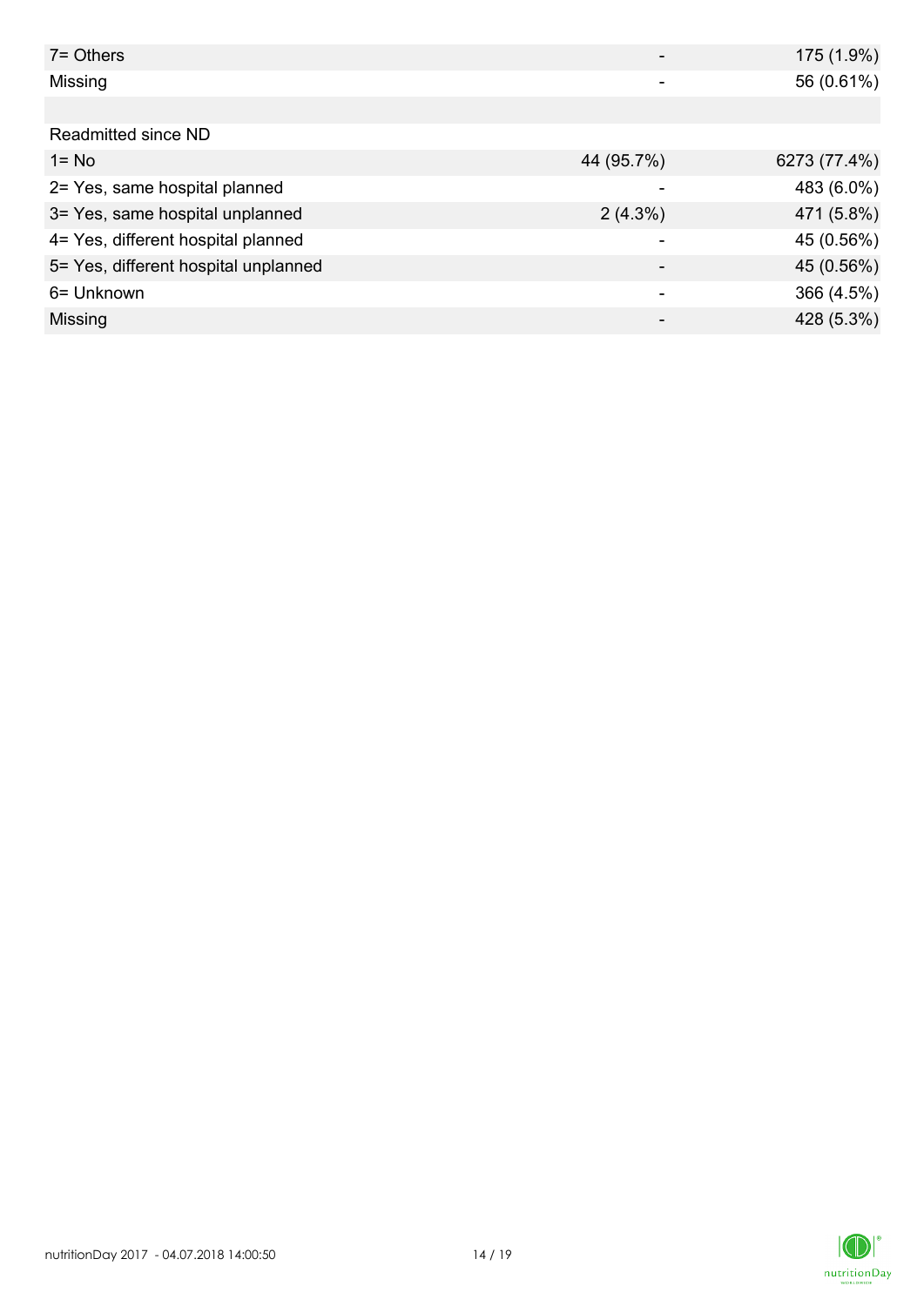| | | |
|---|---|---|
| 7= Others | - | 175 (1.9%) |
| Missing | - | 56 (0.61%) |
| | | |
| Readmitted since ND | | |
| 1= No | 44 (95.7%) | 6273 (77.4%) |
| 2= Yes, same hospital planned | - | 483 (6.0%) |
| 3= Yes, same hospital unplanned | 2 (4.3%) | 471 (5.8%) |
| 4= Yes, different hospital planned | - | 45 (0.56%) |
| 5= Yes, different hospital unplanned | - | 45 (0.56%) |
| 6= Unknown | - | 366 (4.5%) |
| Missing | - | 428 (5.3%) |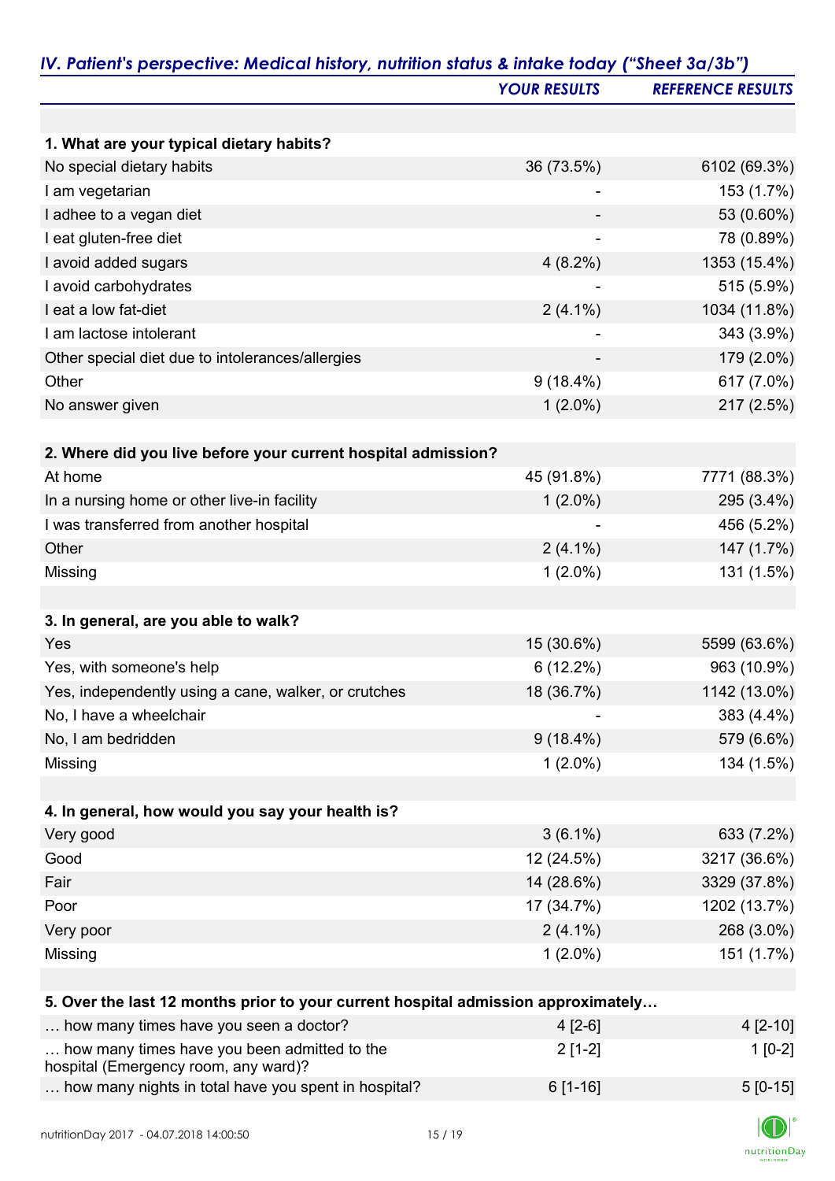## IV. Patient's perspective: Medical history, nutrition status & intake today ("Sheet 3a/3b")

| | YOUR RESULTS | REFERENCE RESULTS |
|---|---|---|
| **1. What are your typical dietary habits?** | | |
| No special dietary habits | 36 (73.5%) | 6102 (69.3%) |
| I am vegetarian | - | 153 (1.7%) |
| I adhee to a vegan diet | - | 53 (0.60%) |
| I eat gluten-free diet | - | 78 (0.89%) |
| I avoid added sugars | 4 (8.2%) | 1353 (15.4%) |
| I avoid carbohydrates | - | 515 (5.9%) |
| I eat a low fat-diet | 2 (4.1%) | 1034 (11.8%) |
| I am lactose intolerant | - | 343 (3.9%) |
| Other special diet due to intolerances/allergies | - | 179 (2.0%) |
| Other | 9 (18.4%) | 617 (7.0%) |
| No answer given | 1 (2.0%) | 217 (2.5%) |
| **2. Where did you live before your current hospital admission?** | | |
| At home | 45 (91.8%) | 7771 (88.3%) |
| In a nursing home or other live-in facility | 1 (2.0%) | 295 (3.4%) |
| I was transferred from another hospital | - | 456 (5.2%) |
| Other | 2 (4.1%) | 147 (1.7%) |
| Missing | 1 (2.0%) | 131 (1.5%) |
| **3. In general, are you able to walk?** | | |
| Yes | 15 (30.6%) | 5599 (63.6%) |
| Yes, with someone's help | 6 (12.2%) | 963 (10.9%) |
| Yes, independently using a cane, walker, or crutches | 18 (36.7%) | 1142 (13.0%) |
| No, I have a wheelchair | - | 383 (4.4%) |
| No, I am bedridden | 9 (18.4%) | 579 (6.6%) |
| Missing | 1 (2.0%) | 134 (1.5%) |
| **4. In general, how would you say your health is?** | | |
| Very good | 3 (6.1%) | 633 (7.2%) |
| Good | 12 (24.5%) | 3217 (36.6%) |
| Fair | 14 (28.6%) | 3329 (37.8%) |
| Poor | 17 (34.7%) | 1202 (13.7%) |
| Very poor | 2 (4.1%) | 268 (3.0%) |
| Missing | 1 (2.0%) | 151 (1.7%) |
| **5. Over the last 12 months prior to your current hospital admission approximately…** | | |
| … how many times have you seen a doctor? | 4 [2-6] | 4 [2-10] |
| … how many times have you been admitted to the hospital (Emergency room, any ward)? | 2 [1-2] | 1 [0-2] |
| … how many nights in total have you spent in hospital? | 6 [1-16] | 5 [0-15] |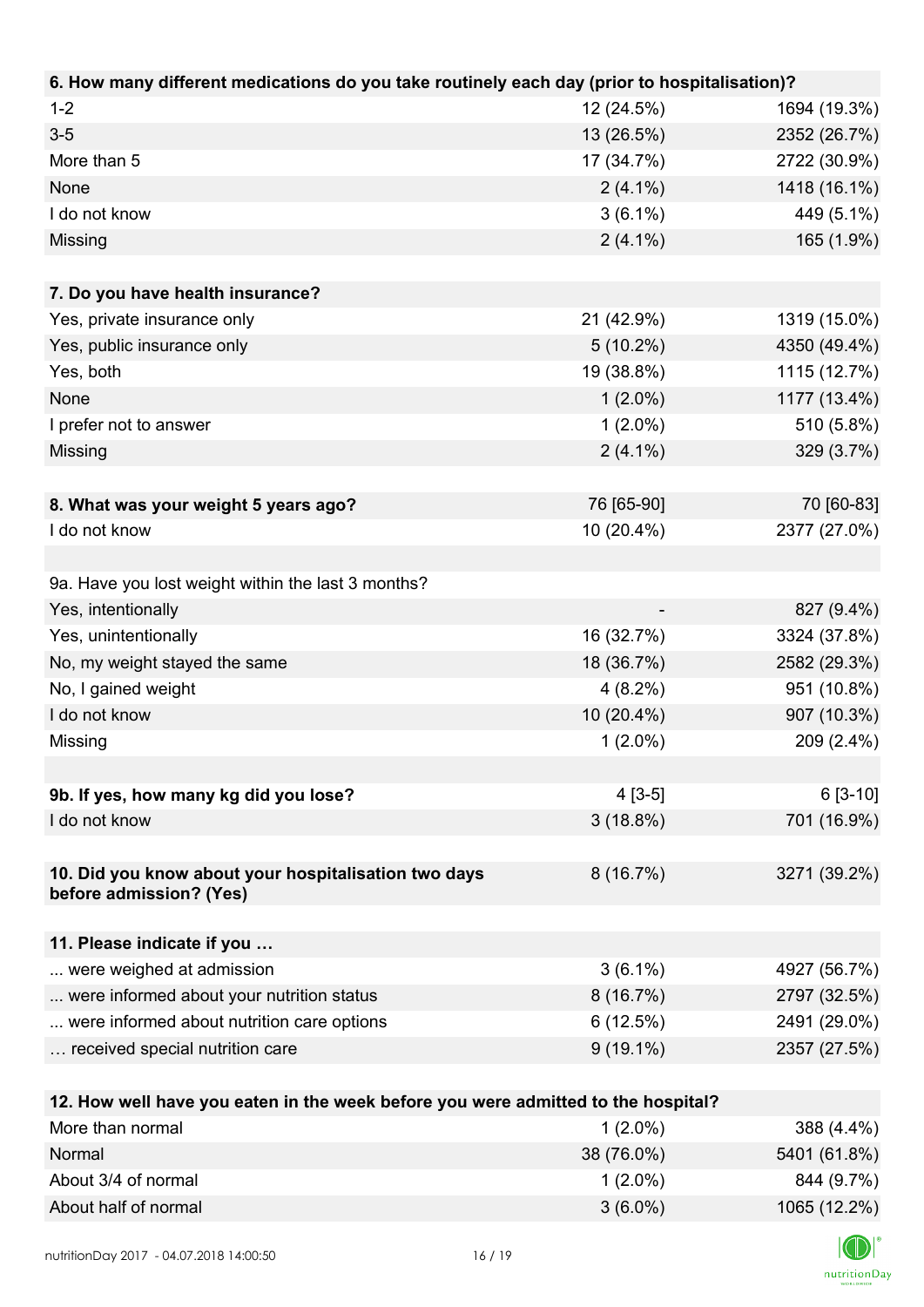| 6. How many different medications do you take routinely each day (prior to hospitalisation)? | | |
|---|---|---|
| 1-2 | 12 (24.5%) | 1694 (19.3%) |
| 3-5 | 13 (26.5%) | 2352 (26.7%) |
| More than 5 | 17 (34.7%) | 2722 (30.9%) |
| None | 2 (4.1%) | 1418 (16.1%) |
| I do not know | 3 (6.1%) | 449 (5.1%) |
| Missing | 2 (4.1%) | 165 (1.9%) |

| 7. Do you have health insurance? | | |
|---|---|---|
| Yes, private insurance only | 21 (42.9%) | 1319 (15.0%) |
| Yes, public insurance only | 5 (10.2%) | 4350 (49.4%) |
| Yes, both | 19 (38.8%) | 1115 (12.7%) |
| None | 1 (2.0%) | 1177 (13.4%) |
| I prefer not to answer | 1 (2.0%) | 510 (5.8%) |
| Missing | 2 (4.1%) | 329 (3.7%) |

| 8. What was your weight 5 years ago? | 76 [65-90] | 70 [60-83] |
|---|---|---|
| I do not know | 10 (20.4%) | 2377 (27.0%) |

| 9a. Have you lost weight within the last 3 months? | | |
|---|---|---|
| Yes, intentionally | - | 827 (9.4%) |
| Yes, unintentionally | 16 (32.7%) | 3324 (37.8%) |
| No, my weight stayed the same | 18 (36.7%) | 2582 (29.3%) |
| No, I gained weight | 4 (8.2%) | 951 (10.8%) |
| I do not know | 10 (20.4%) | 907 (10.3%) |
| Missing | 1 (2.0%) | 209 (2.4%) |

| 9b. If yes, how many kg did you lose? | 4 [3-5] | 6 [3-10] |
|---|---|---|
| I do not know | 3 (18.8%) | 701 (16.9%) |

| 10. Did you know about your hospitalisation two days before admission? (Yes) | 8 (16.7%) | 3271 (39.2%) |
|---|---|---|

| 11. Please indicate if you … | | |
|---|---|---|
| ... were weighed at admission | 3 (6.1%) | 4927 (56.7%) |
| ... were informed about your nutrition status | 8 (16.7%) | 2797 (32.5%) |
| ... were informed about nutrition care options | 6 (12.5%) | 2491 (29.0%) |
| … received special nutrition care | 9 (19.1%) | 2357 (27.5%) |

| 12. How well have you eaten in the week before you were admitted to the hospital? | | |
|---|---|---|
| More than normal | 1 (2.0%) | 388 (4.4%) |
| Normal | 38 (76.0%) | 5401 (61.8%) |
| About 3/4 of normal | 1 (2.0%) | 844 (9.7%) |
| About half of normal | 3 (6.0%) | 1065 (12.2%) |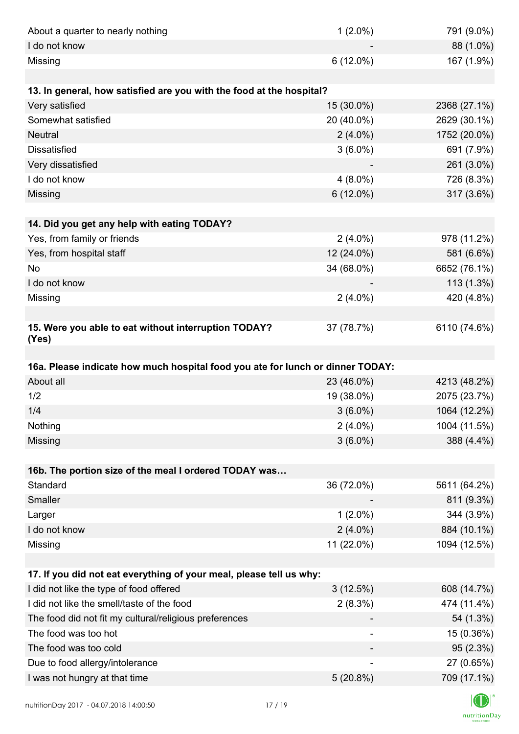| | | |
|---|---|---|
| About a quarter to nearly nothing | 1 (2.0%) | 791 (9.0%) |
| I do not know | - | 88 (1.0%) |
| Missing | 6 (12.0%) | 167 (1.9%) |

| **13. In general, how satisfied are you with the food at the hospital?** | | |
|---|---|---|
| Very satisfied | 15 (30.0%) | 2368 (27.1%) |
| Somewhat satisfied | 20 (40.0%) | 2629 (30.1%) |
| Neutral | 2 (4.0%) | 1752 (20.0%) |
| Dissatisfied | 3 (6.0%) | 691 (7.9%) |
| Very dissatisfied | - | 261 (3.0%) |
| I do not know | 4 (8.0%) | 726 (8.3%) |
| Missing | 6 (12.0%) | 317 (3.6%) |

| **14. Did you get any help with eating TODAY?** | | |
|---|---|---|
| Yes, from family or friends | 2 (4.0%) | 978 (11.2%) |
| Yes, from hospital staff | 12 (24.0%) | 581 (6.6%) |
| No | 34 (68.0%) | 6652 (76.1%) |
| I do not know | - | 113 (1.3%) |
| Missing | 2 (4.0%) | 420 (4.8%) |

| **15. Were you able to eat without interruption TODAY? (Yes)** | 37 (78.7%) | 6110 (74.6%) |
|---|---|---|

| **16a. Please indicate how much hospital food you ate for lunch or dinner TODAY:** | | |
|---|---|---|
| About all | 23 (46.0%) | 4213 (48.2%) |
| 1/2 | 19 (38.0%) | 2075 (23.7%) |
| 1/4 | 3 (6.0%) | 1064 (12.2%) |
| Nothing | 2 (4.0%) | 1004 (11.5%) |
| Missing | 3 (6.0%) | 388 (4.4%) |

| **16b. The portion size of the meal I ordered TODAY was…** | | |
|---|---|---|
| Standard | 36 (72.0%) | 5611 (64.2%) |
| Smaller | - | 811 (9.3%) |
| Larger | 1 (2.0%) | 344 (3.9%) |
| I do not know | 2 (4.0%) | 884 (10.1%) |
| Missing | 11 (22.0%) | 1094 (12.5%) |

| **17. If you did not eat everything of your meal, please tell us why:** | | |
|---|---|---|
| I did not like the type of food offered | 3 (12.5%) | 608 (14.7%) |
| I did not like the smell/taste of the food | 2 (8.3%) | 474 (11.4%) |
| The food did not fit my cultural/religious preferences | - | 54 (1.3%) |
| The food was too hot | - | 15 (0.36%) |
| The food was too cold | - | 95 (2.3%) |
| Due to food allergy/intolerance | - | 27 (0.65%) |
| I was not hungry at that time | 5 (20.8%) | 709 (17.1%) |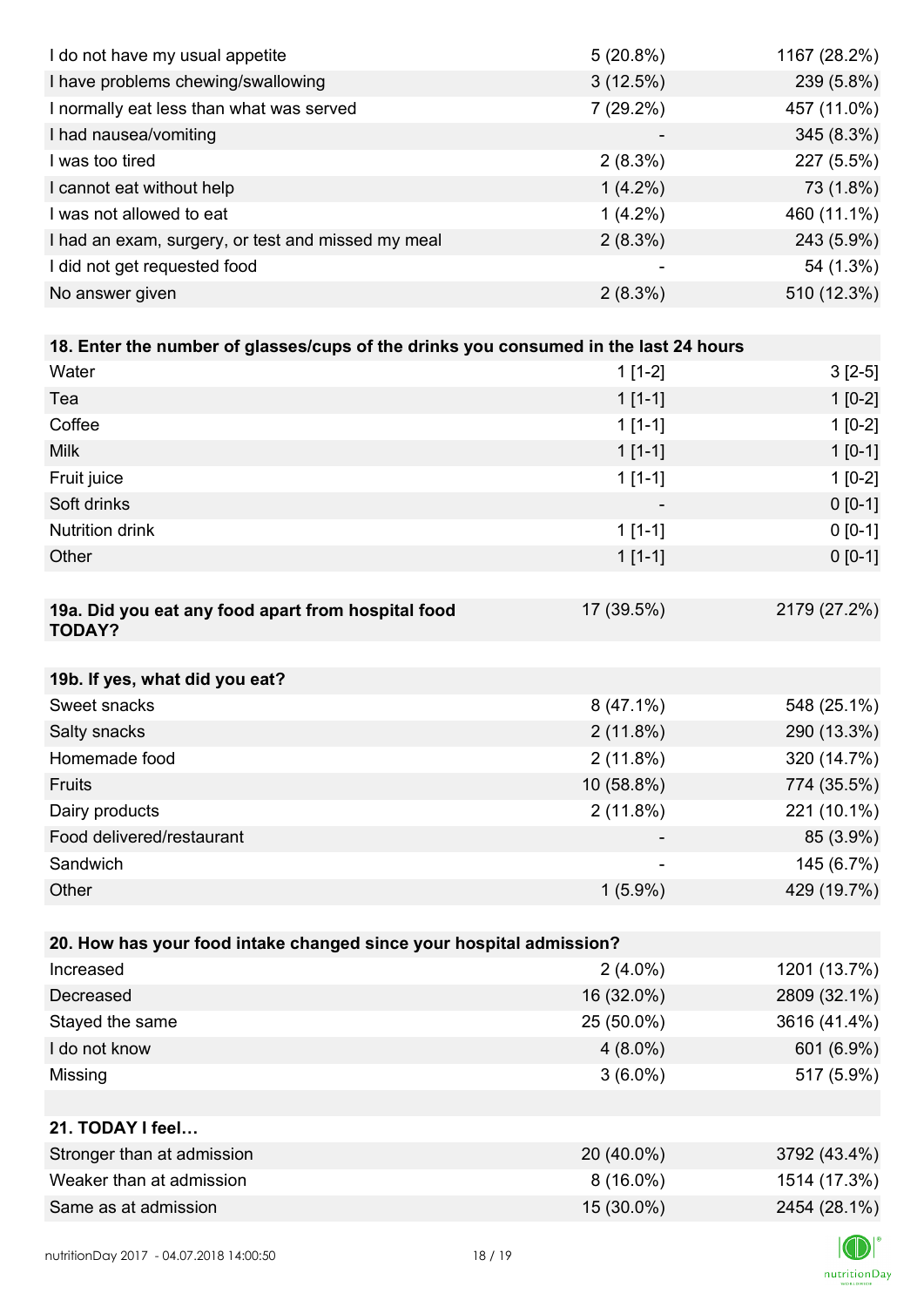| | | |
|---|---|---|
| I do not have my usual appetite | 5 (20.8%) | 1167 (28.2%) |
| I have problems chewing/swallowing | 3 (12.5%) | 239 (5.8%) |
| I normally eat less than what was served | 7 (29.2%) | 457 (11.0%) |
| I had nausea/vomiting | - | 345 (8.3%) |
| I was too tired | 2 (8.3%) | 227 (5.5%) |
| I cannot eat without help | 1 (4.2%) | 73 (1.8%) |
| I was not allowed to eat | 1 (4.2%) | 460 (11.1%) |
| I had an exam, surgery, or test and missed my meal | 2 (8.3%) | 243 (5.9%) |
| I did not get requested food | - | 54 (1.3%) |
| No answer given | 2 (8.3%) | 510 (12.3%) |

| **18. Enter the number of glasses/cups of the drinks you consumed in the last 24 hours** | | |
|---|---|---|
| Water | 1 [1-2] | 3 [2-5] |
| Tea | 1 [1-1] | 1 [0-2] |
| Coffee | 1 [1-1] | 1 [0-2] |
| Milk | 1 [1-1] | 1 [0-1] |
| Fruit juice | 1 [1-1] | 1 [0-2] |
| Soft drinks | - | 0 [0-1] |
| Nutrition drink | 1 [1-1] | 0 [0-1] |
| Other | 1 [1-1] | 0 [0-1] |

| **19a. Did you eat any food apart from hospital food TODAY?** | 17 (39.5%) | 2179 (27.2%) |
|---|---|---|

| **19b. If yes, what did you eat?** | | |
|---|---|---|
| Sweet snacks | 8 (47.1%) | 548 (25.1%) |
| Salty snacks | 2 (11.8%) | 290 (13.3%) |
| Homemade food | 2 (11.8%) | 320 (14.7%) |
| Fruits | 10 (58.8%) | 774 (35.5%) |
| Dairy products | 2 (11.8%) | 221 (10.1%) |
| Food delivered/restaurant | - | 85 (3.9%) |
| Sandwich | - | 145 (6.7%) |
| Other | 1 (5.9%) | 429 (19.7%) |

| **20. How has your food intake changed since your hospital admission?** | | |
|---|---|---|
| Increased | 2 (4.0%) | 1201 (13.7%) |
| Decreased | 16 (32.0%) | 2809 (32.1%) |
| Stayed the same | 25 (50.0%) | 3616 (41.4%) |
| I do not know | 4 (8.0%) | 601 (6.9%) |
| Missing | 3 (6.0%) | 517 (5.9%) |

| **21. TODAY I feel…** | | |
|---|---|---|
| Stronger than at admission | 20 (40.0%) | 3792 (43.4%) |
| Weaker than at admission | 8 (16.0%) | 1514 (17.3%) |
| Same as at admission | 15 (30.0%) | 2454 (28.1%) |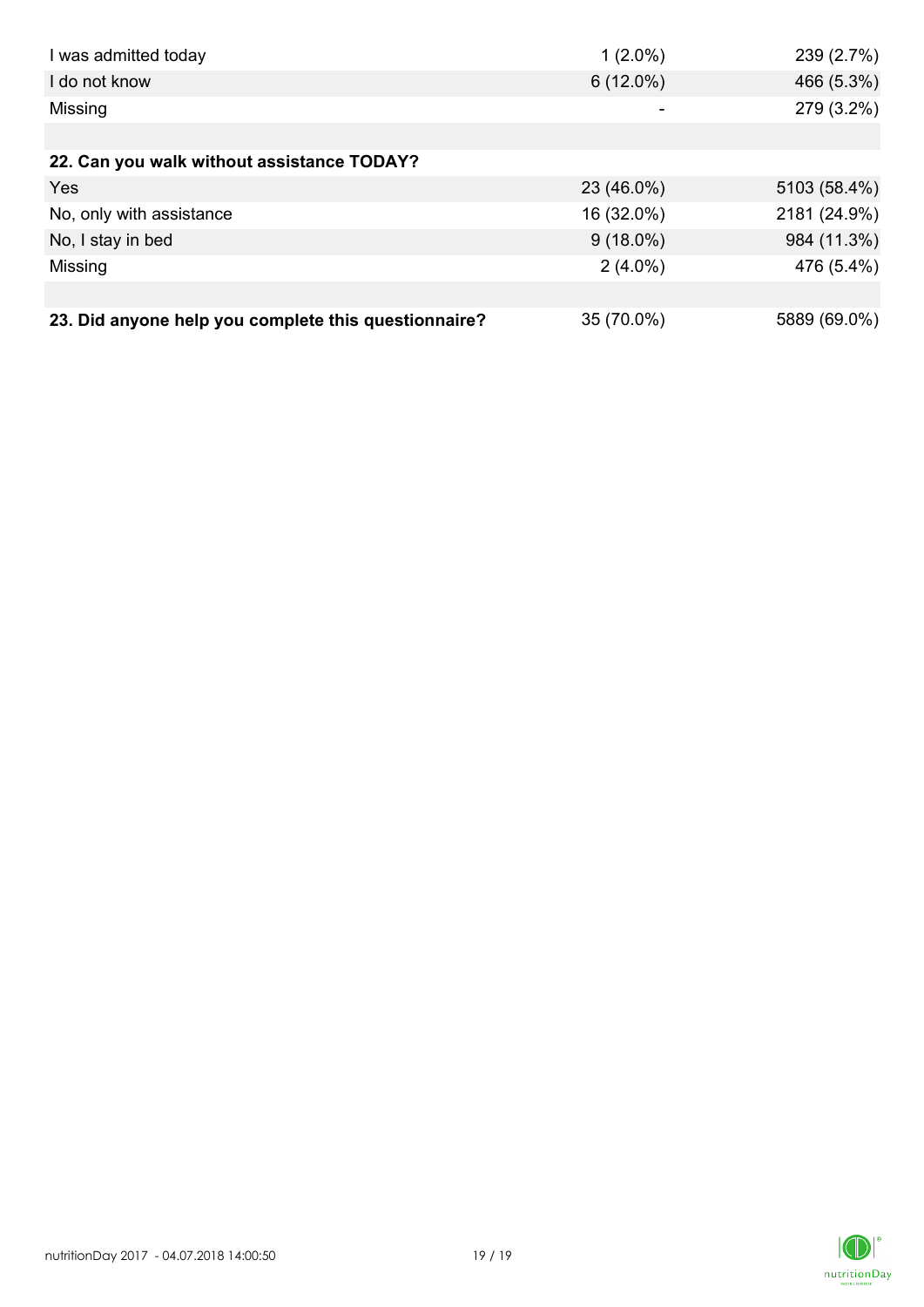| | | |
|---|---|---|
| I was admitted today | 1 (2.0%) | 239 (2.7%) |
| I do not know | 6 (12.0%) | 466 (5.3%) |
| Missing | - | 279 (3.2%) |
| | | |
| **22. Can you walk without assistance TODAY?** | | |
| Yes | 23 (46.0%) | 5103 (58.4%) |
| No, only with assistance | 16 (32.0%) | 2181 (24.9%) |
| No, I stay in bed | 9 (18.0%) | 984 (11.3%) |
| Missing | 2 (4.0%) | 476 (5.4%) |
| | | |
| **23. Did anyone help you complete this questionnaire?** | 35 (70.0%) | 5889 (69.0%) |

nutritionDay 2017 - 04.07.2018 14:00:50